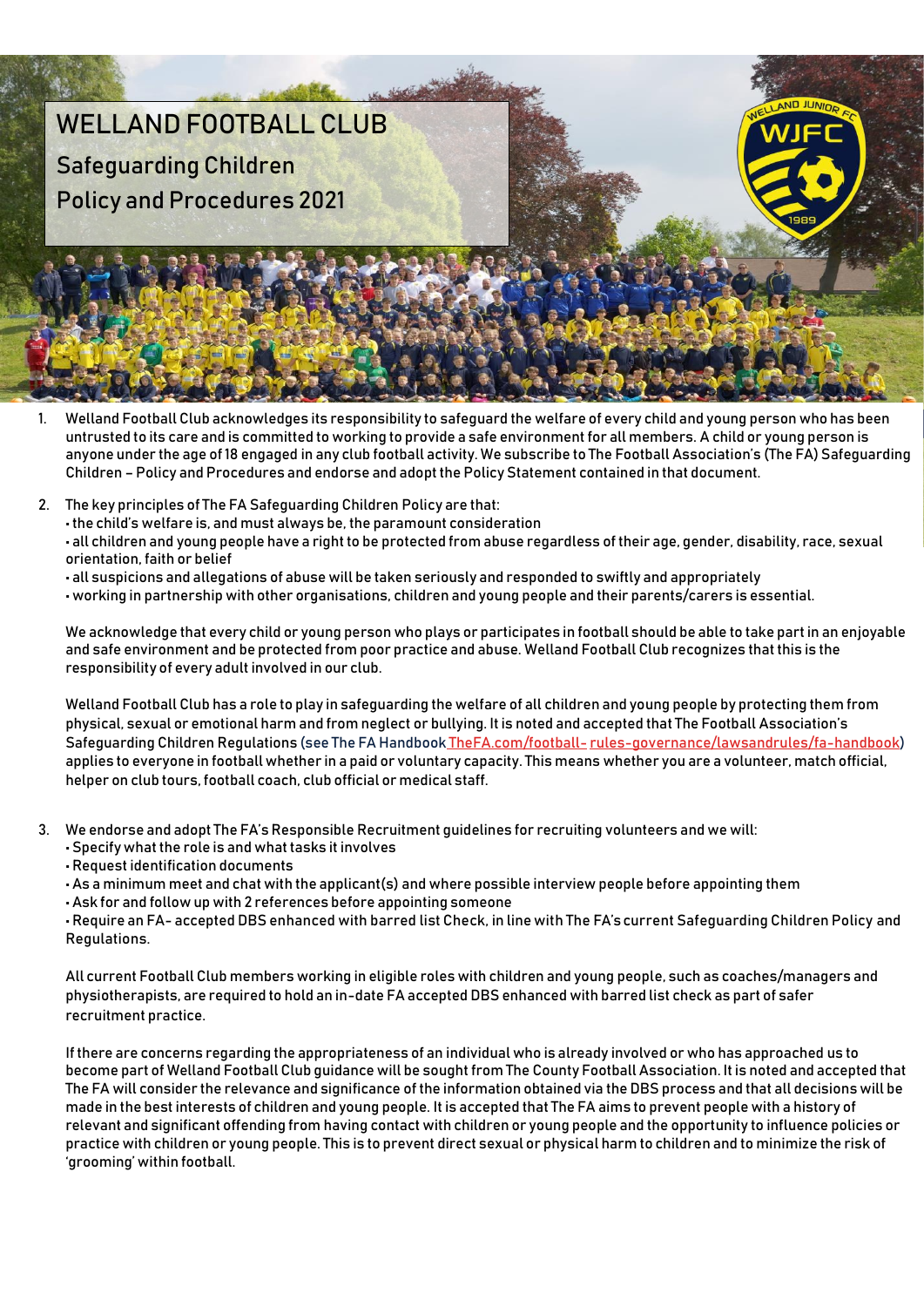# WELLAND FOOTBALL CLUB

## Safeguarding Children Policy and Procedures 2021

1. Welland Football Club acknowledges its responsibility to safeguard the welfare of every child and young person who has been untrusted to its care and is committed to working to provide a safe environment for all members. A child or young person is anyone under the age of 18 engaged in any club football activity. We subscribe to The Football Association's (The FA) Safeguarding Children – Policy and Procedures and endorse and adopt the Policy Statement contained in that document.

2. The key principles of The FA Safeguarding Children Policy are that:
   - the child's welfare is, and must always be, the paramount consideration
   - all children and young people have a right to be protected from abuse regardless of their age, gender, disability, race, sexual orientation, faith or belief
   - all suspicions and allegations of abuse will be taken seriously and responded to swiftly and appropriately
   - working in partnership with other organisations, children and young people and their parents/carers is essential.

   We acknowledge that every child or young person who plays or participates in football should be able to take part in an enjoyable and safe environment and be protected from poor practice and abuse. Welland Football Club recognizes that this is the responsibility of every adult involved in our club.

   Welland Football Club has a role to play in safeguarding the welfare of all children and young people by protecting them from physical, sexual or emotional harm and from neglect or bullying. It is noted and accepted that The Football Association's Safeguarding Children Regulations (see The FA Handbook TheFA.com/football- rules-governance/lawsandrules/fa-handbook) applies to everyone in football whether in a paid or voluntary capacity. This means whether you are a volunteer, match official, helper on club tours, football coach, club official or medical staff.

3. We endorse and adopt The FA's Responsible Recruitment guidelines for recruiting volunteers and we will:
   - Specify what the role is and what tasks it involves
   - Request identification documents
   - As a minimum meet and chat with the applicant(s) and where possible interview people before appointing them
   - Ask for and follow up with 2 references before appointing someone
   - Require an FA- accepted DBS enhanced with barred list Check, in line with The FA's current Safeguarding Children Policy and Regulations.

   All current Football Club members working in eligible roles with children and young people, such as coaches/managers and physiotherapists, are required to hold an in-date FA accepted DBS enhanced with barred list check as part of safer recruitment practice.

   If there are concerns regarding the appropriateness of an individual who is already involved or who has approached us to become part of Welland Football Club guidance will be sought from The County Football Association. It is noted and accepted that The FA will consider the relevance and significance of the information obtained via the DBS process and that all decisions will be made in the best interests of children and young people. It is accepted that The FA aims to prevent people with a history of relevant and significant offending from having contact with children or young people and the opportunity to influence policies or practice with children or young people. This is to prevent direct sexual or physical harm to children and to minimize the risk of 'grooming' within football.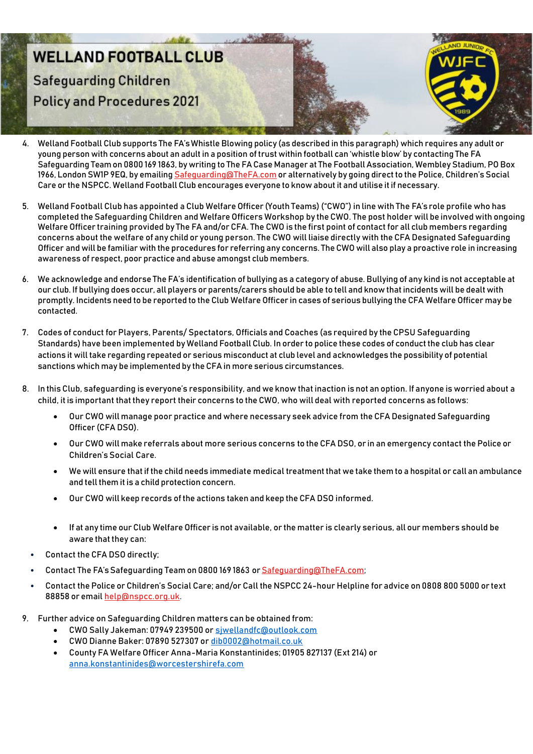# WELLAND FOOTBALL CLUB

## Safeguarding Children Policy and Procedures 2021

4. Welland Football Club supports The FA's Whistle Blowing policy (as described in this paragraph) which requires any adult or young person with concerns about an adult in a position of trust within football can 'whistle blow' by contacting The FA Safeguarding Team on 0800 169 1863, by writing to The FA Case Manager at The Football Association, Wembley Stadium, PO Box 1966, London SW1P 9EQ, by emailing Safeguarding@TheFA.com or alternatively by going direct to the Police, Children's Social Care or the NSPCC. Welland Football Club encourages everyone to know about it and utilise it if necessary.

5. Welland Football Club has appointed a Club Welfare Officer (Youth Teams) ("CWO") in line with The FA's role profile who has completed the Safeguarding Children and Welfare Officers Workshop by the CWO. The post holder will be involved with ongoing Welfare Officer training provided by The FA and/or CFA. The CWO is the first point of contact for all club members regarding concerns about the welfare of any child or young person. The CWO will liaise directly with the CFA Designated Safeguarding Officer and will be familiar with the procedures for referring any concerns. The CWO will also play a proactive role in increasing awareness of respect, poor practice and abuse amongst club members.

6. We acknowledge and endorse The FA's identification of bullying as a category of abuse. Bullying of any kind is not acceptable at our club. If bullying does occur, all players or parents/carers should be able to tell and know that incidents will be dealt with promptly. Incidents need to be reported to the Club Welfare Officer in cases of serious bullying the CFA Welfare Officer may be contacted.

7. Codes of conduct for Players, Parents/ Spectators, Officials and Coaches (as required by the CPSU Safeguarding Standards) have been implemented by Welland Football Club. In order to police these codes of conduct the club has clear actions it will take regarding repeated or serious misconduct at club level and acknowledges the possibility of potential sanctions which may be implemented by the CFA in more serious circumstances.

8. In this Club, safeguarding is everyone's responsibility, and we know that inaction is not an option. If anyone is worried about a child, it is important that they report their concerns to the CWO, who will deal with reported concerns as follows:

    - Our CWO will manage poor practice and where necessary seek advice from the CFA Designated Safeguarding Officer (CFA DSO).
    - Our CWO will make referrals about more serious concerns to the CFA DSO, or in an emergency contact the Police or Children's Social Care.
    - We will ensure that if the child needs immediate medical treatment that we take them to a hospital or call an ambulance and tell them it is a child protection concern.
    - Our CWO will keep records of the actions taken and keep the CFA DSO informed.
    - If at any time our Club Welfare Officer is not available, or the matter is clearly serious, all our members should be aware that they can:

- Contact the CFA DSO directly;
- Contact The FA's Safeguarding Team on 0800 169 1863 or Safeguarding@TheFA.com;
- Contact the Police or Children's Social Care; and/or Call the NSPCC 24-hour Helpline for advice on 0808 800 5000 or text 88858 or email help@nspcc.org.uk.

9. Further advice on Safeguarding Children matters can be obtained from:
    - CWO Sally Jakeman: 07949 239500 or sjwellandfc@outlook.com
    - CWO Dianne Baker: 07890 527307 or dib0002@hotmail.co.uk
    - County FA Welfare Officer Anna-Maria Konstantinides; 01905 827137 (Ext 214) or anna.konstantinides@worcestershirefa.com